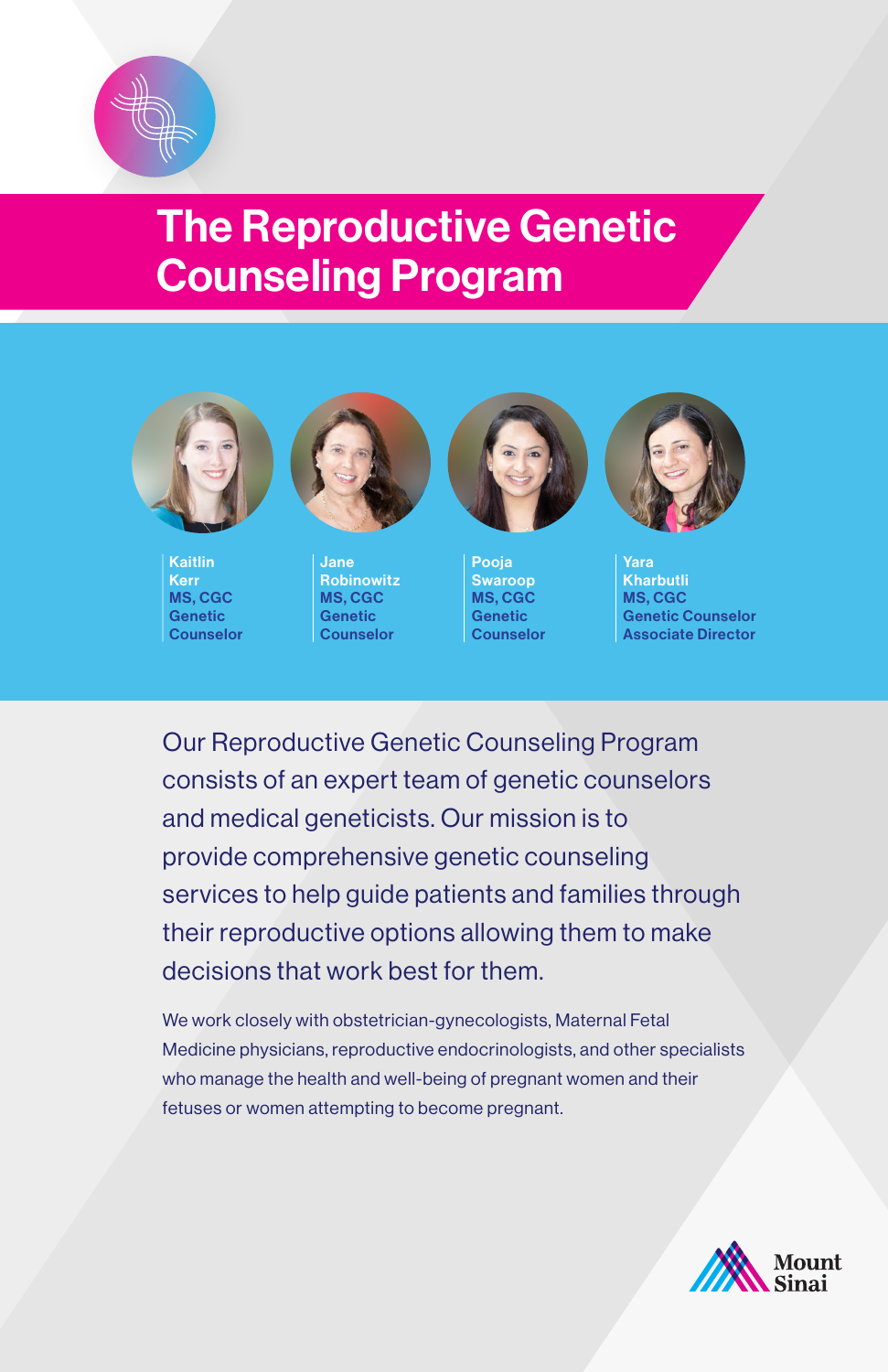# The Reproductive Genetic Counseling Program

**Kaitlin Kerr**
**MS, CGC**
**Genetic Counselor**

**Jane Robinowitz**
**MS, CGC**
**Genetic Counselor**

**Pooja Swaroop**
**MS, CGC**
**Genetic Counselor**

**Yara Kharbutli**
**MS, CGC**
**Genetic Counselor**
**Associate Director**

Our Reproductive Genetic Counseling Program consists of an expert team of genetic counselors and medical geneticists. Our mission is to provide comprehensive genetic counseling services to help guide patients and families through their reproductive options allowing them to make decisions that work best for them.

We work closely with obstetrician-gynecologists, Maternal Fetal Medicine physicians, reproductive endocrinologists, and other specialists who manage the health and well-being of pregnant women and their fetuses or women attempting to become pregnant.

Mount Sinai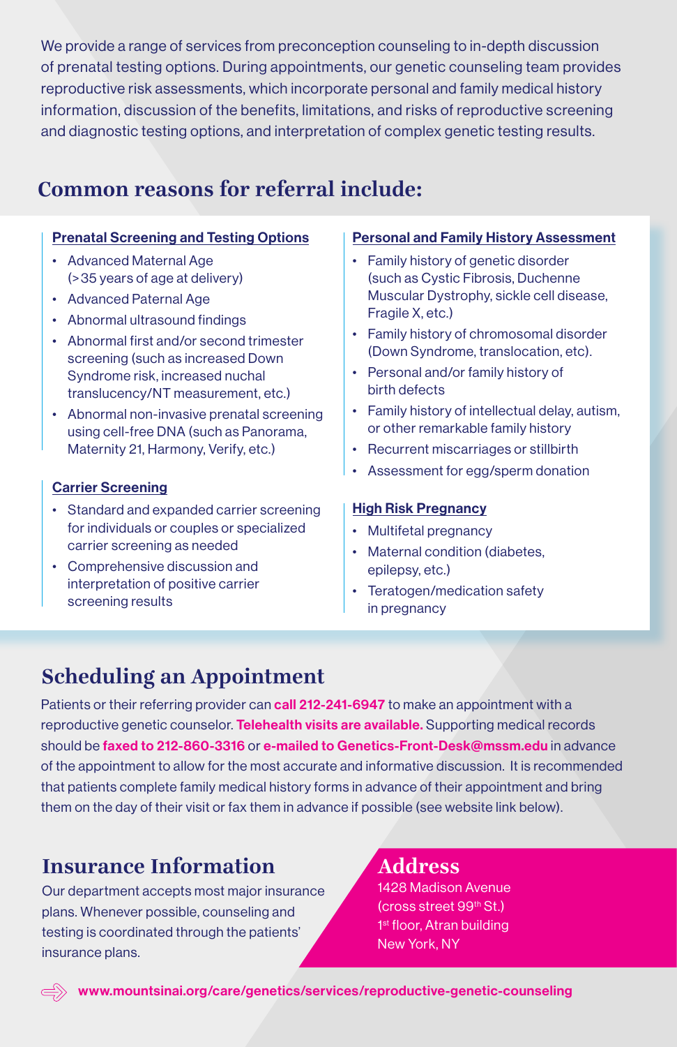We provide a range of services from preconception counseling to in-depth discussion of prenatal testing options. During appointments, our genetic counseling team provides reproductive risk assessments, which incorporate personal and family medical history information, discussion of the benefits, limitations, and risks of reproductive screening and diagnostic testing options, and interpretation of complex genetic testing results.

## Common reasons for referral include:

### Prenatal Screening and Testing Options

- Advanced Maternal Age (>35 years of age at delivery)
- Advanced Paternal Age
- Abnormal ultrasound findings
- Abnormal first and/or second trimester screening (such as increased Down Syndrome risk, increased nuchal translucency/NT measurement, etc.)
- Abnormal non-invasive prenatal screening using cell-free DNA (such as Panorama, Maternity 21, Harmony, Verify, etc.)

### Carrier Screening

- Standard and expanded carrier screening for individuals or couples or specialized carrier screening as needed
- Comprehensive discussion and interpretation of positive carrier screening results

### Personal and Family History Assessment

- Family history of genetic disorder (such as Cystic Fibrosis, Duchenne Muscular Dystrophy, sickle cell disease, Fragile X, etc.)
- Family history of chromosomal disorder (Down Syndrome, translocation, etc).
- Personal and/or family history of birth defects
- Family history of intellectual delay, autism, or other remarkable family history
- Recurrent miscarriages or stillbirth
- Assessment for egg/sperm donation

### High Risk Pregnancy

- Multifetal pregnancy
- Maternal condition (diabetes, epilepsy, etc.)
- Teratogen/medication safety in pregnancy

## Scheduling an Appointment

Patients or their referring provider can **call 212-241-6947** to make an appointment with a reproductive genetic counselor. **Telehealth visits are available.** Supporting medical records should be **faxed to 212-860-3316** or **e-mailed to Genetics-Front-Desk@mssm.edu** in advance of the appointment to allow for the most accurate and informative discussion. It is recommended that patients complete family medical history forms in advance of their appointment and bring them on the day of their visit or fax them in advance if possible (see website link below).

## Insurance Information

Our department accepts most major insurance plans. Whenever possible, counseling and testing is coordinated through the patients' insurance plans.

## Address

1428 Madison Avenue
(cross street 99th St.)
1st floor, Atran building
New York, NY

**www.mountsinai.org/care/genetics/services/reproductive-genetic-counseling**